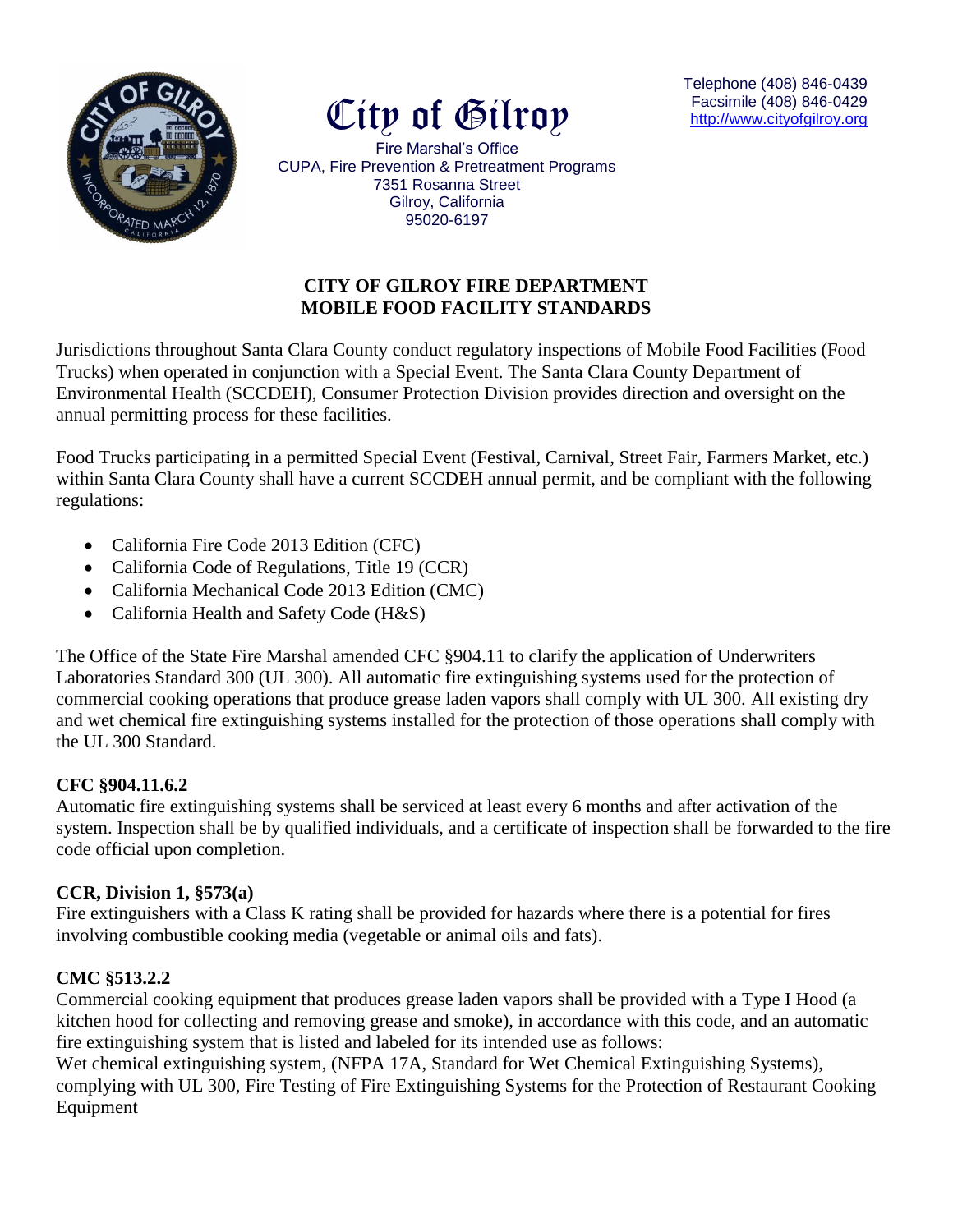# City of Gilroy

Fire Marshal's Office
CUPA, Fire Prevention & Pretreatment Programs
7351 Rosanna Street
Gilroy, California
95020-6197

Telephone (408) 846-0439
Facsimile (408) 846-0429
http://www.cityofgilroy.org

## CITY OF GILROY FIRE DEPARTMENT
## MOBILE FOOD FACILITY STANDARDS

Jurisdictions throughout Santa Clara County conduct regulatory inspections of Mobile Food Facilities (Food Trucks) when operated in conjunction with a Special Event. The Santa Clara County Department of Environmental Health (SCCDEH), Consumer Protection Division provides direction and oversight on the annual permitting process for these facilities.

Food Trucks participating in a permitted Special Event (Festival, Carnival, Street Fair, Farmers Market, etc.) within Santa Clara County shall have a current SCCDEH annual permit, and be compliant with the following regulations:

- California Fire Code 2013 Edition (CFC)
- California Code of Regulations, Title 19 (CCR)
- California Mechanical Code 2013 Edition (CMC)
- California Health and Safety Code (H&S)

The Office of the State Fire Marshal amended CFC §904.11 to clarify the application of Underwriters Laboratories Standard 300 (UL 300). All automatic fire extinguishing systems used for the protection of commercial cooking operations that produce grease laden vapors shall comply with UL 300. All existing dry and wet chemical fire extinguishing systems installed for the protection of those operations shall comply with the UL 300 Standard.

**CFC §904.11.6.2**
Automatic fire extinguishing systems shall be serviced at least every 6 months and after activation of the system. Inspection shall be by qualified individuals, and a certificate of inspection shall be forwarded to the fire code official upon completion.

**CCR, Division 1, §573(a)**
Fire extinguishers with a Class K rating shall be provided for hazards where there is a potential for fires involving combustible cooking media (vegetable or animal oils and fats).

**CMC §513.2.2**
Commercial cooking equipment that produces grease laden vapors shall be provided with a Type I Hood (a kitchen hood for collecting and removing grease and smoke), in accordance with this code, and an automatic fire extinguishing system that is listed and labeled for its intended use as follows:
Wet chemical extinguishing system, (NFPA 17A, Standard for Wet Chemical Extinguishing Systems), complying with UL 300, Fire Testing of Fire Extinguishing Systems for the Protection of Restaurant Cooking Equipment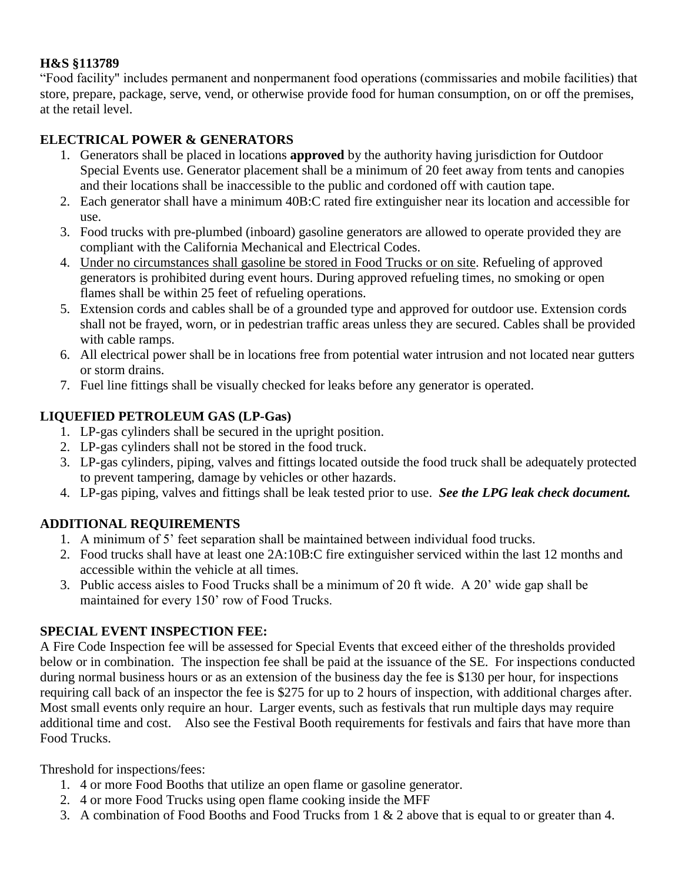**H&S §113789**

"Food facility" includes permanent and nonpermanent food operations (commissaries and mobile facilities) that store, prepare, package, serve, vend, or otherwise provide food for human consumption, on or off the premises, at the retail level.

## ELECTRICAL POWER & GENERATORS

1. Generators shall be placed in locations **approved** by the authority having jurisdiction for Outdoor Special Events use. Generator placement shall be a minimum of 20 feet away from tents and canopies and their locations shall be inaccessible to the public and cordoned off with caution tape.
2. Each generator shall have a minimum 40B:C rated fire extinguisher near its location and accessible for use.
3. Food trucks with pre-plumbed (inboard) gasoline generators are allowed to operate provided they are compliant with the California Mechanical and Electrical Codes.
4. <u>Under no circumstances shall gasoline be stored in Food Trucks or on site</u>. Refueling of approved generators is prohibited during event hours. During approved refueling times, no smoking or open flames shall be within 25 feet of refueling operations.
5. Extension cords and cables shall be of a grounded type and approved for outdoor use. Extension cords shall not be frayed, worn, or in pedestrian traffic areas unless they are secured. Cables shall be provided with cable ramps.
6. All electrical power shall be in locations free from potential water intrusion and not located near gutters or storm drains.
7. Fuel line fittings shall be visually checked for leaks before any generator is operated.

## LIQUEFIED PETROLEUM GAS (LP-Gas)

1. LP-gas cylinders shall be secured in the upright position.
2. LP-gas cylinders shall not be stored in the food truck.
3. LP-gas cylinders, piping, valves and fittings located outside the food truck shall be adequately protected to prevent tampering, damage by vehicles or other hazards.
4. LP-gas piping, valves and fittings shall be leak tested prior to use. ***See the LPG leak check document.***

## ADDITIONAL REQUIREMENTS

1. A minimum of 5' feet separation shall be maintained between individual food trucks.
2. Food trucks shall have at least one 2A:10B:C fire extinguisher serviced within the last 12 months and accessible within the vehicle at all times.
3. Public access aisles to Food Trucks shall be a minimum of 20 ft wide. A 20' wide gap shall be maintained for every 150' row of Food Trucks.

## SPECIAL EVENT INSPECTION FEE:

A Fire Code Inspection fee will be assessed for Special Events that exceed either of the thresholds provided below or in combination. The inspection fee shall be paid at the issuance of the SE. For inspections conducted during normal business hours or as an extension of the business day the fee is $130 per hour, for inspections requiring call back of an inspector the fee is $275 for up to 2 hours of inspection, with additional charges after. Most small events only require an hour. Larger events, such as festivals that run multiple days may require additional time and cost. Also see the Festival Booth requirements for festivals and fairs that have more than Food Trucks.

Threshold for inspections/fees:

1. 4 or more Food Booths that utilize an open flame or gasoline generator.
2. 4 or more Food Trucks using open flame cooking inside the MFF
3. A combination of Food Booths and Food Trucks from 1 & 2 above that is equal to or greater than 4.